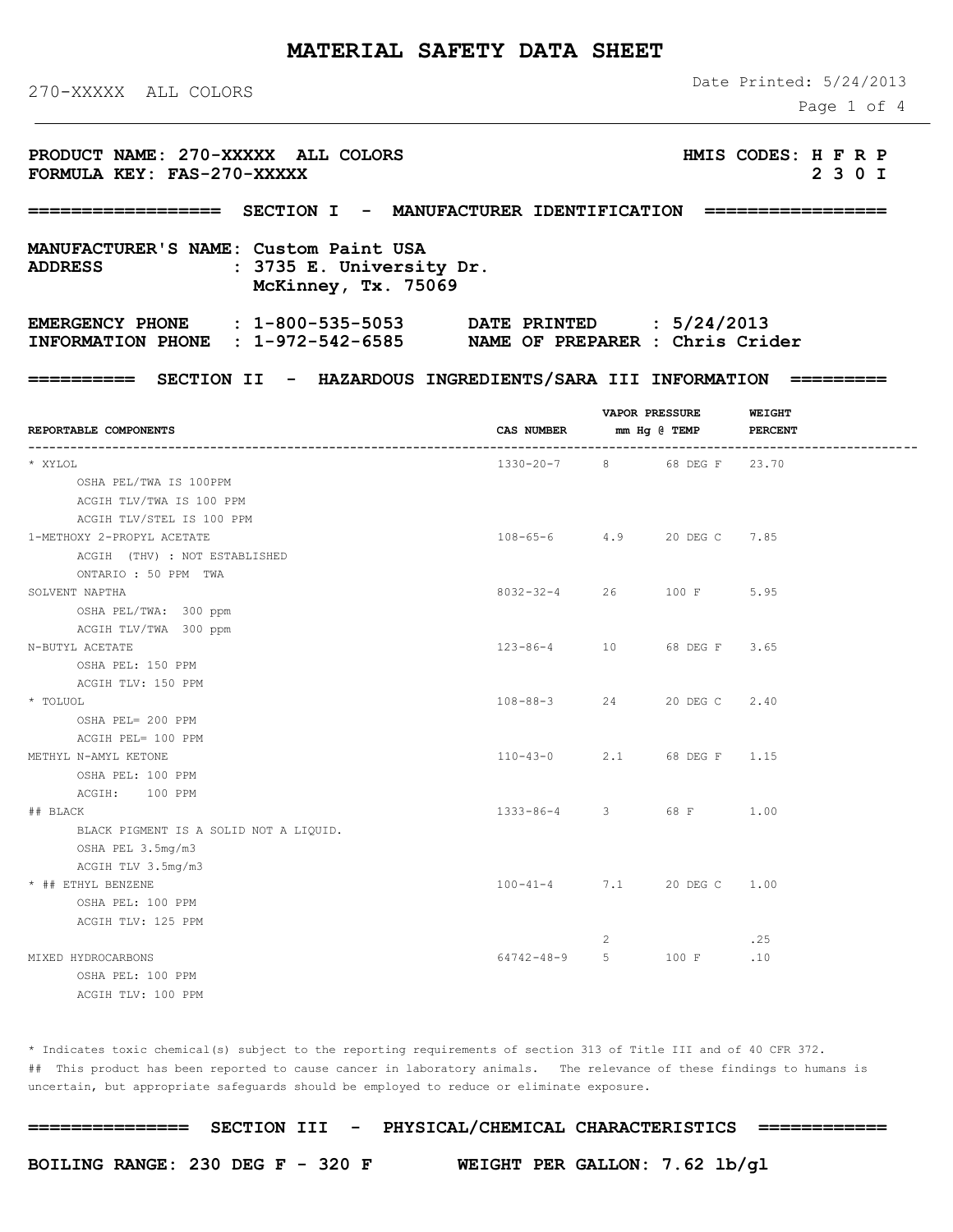# MATERIAL SAFETY DATA SHEET

270-XXXXX ALL COLORS

Date Printed: 5/24/2013

**PRODUCT NAME: 270-XXXXX ALL COLORS** **HMIS CODES: H F R P**
**FORMULA KEY: FAS-270-XXXXX** **2 3 0 I**

## ================== SECTION I - MANUFACTURER IDENTIFICATION =================

**MANUFACTURER'S NAME: Custom Paint USA**
**ADDRESS : 3735 E. University Dr.**
**McKinney, Tx. 75069**

**EMERGENCY PHONE : 1-800-535-5053** **DATE PRINTED : 5/24/2013**
**INFORMATION PHONE : 1-972-542-6585** **NAME OF PREPARER : Chris Crider**

## ========== SECTION II - HAZARDOUS INGREDIENTS/SARA III INFORMATION =========

| REPORTABLE COMPONENTS | CAS NUMBER | VAPOR PRESSURE mm Hg | @ TEMP | WEIGHT PERCENT |
|---|---|---|---|---|
| * XYLOL | 1330-20-7 | 8 | 68 DEG F | 23.70 |
| OSHA PEL/TWA IS 100PPM | | | | |
| ACGIH TLV/TWA IS 100 PPM | | | | |
| ACGIH TLV/STEL IS 100 PPM | | | | |
| 1-METHOXY 2-PROPYL ACETATE | 108-65-6 | 4.9 | 20 DEG C | 7.85 |
| ACGIH (THV) : NOT ESTABLISHED | | | | |
| ONTARIO : 50 PPM TWA | | | | |
| SOLVENT NAPTHA | 8032-32-4 | 26 | 100 F | 5.95 |
| OSHA PEL/TWA: 300 ppm | | | | |
| ACGIH TLV/TWA 300 ppm | | | | |
| N-BUTYL ACETATE | 123-86-4 | 10 | 68 DEG F | 3.65 |
| OSHA PEL: 150 PPM | | | | |
| ACGIH TLV: 150 PPM | | | | |
| * TOLUOL | 108-88-3 | 24 | 20 DEG C | 2.40 |
| OSHA PEL= 200 PPM | | | | |
| ACGIH PEL= 100 PPM | | | | |
| METHYL N-AMYL KETONE | 110-43-0 | 2.1 | 68 DEG F | 1.15 |
| OSHA PEL: 100 PPM | | | | |
| ACGIH: 100 PPM | | | | |
| ## BLACK | 1333-86-4 | 3 | 68 F | 1.00 |
| BLACK PIGMENT IS A SOLID NOT A LIQUID. | | | | |
| OSHA PEL 3.5mg/m3 | | | | |
| ACGIH TLV 3.5mg/m3 | | | | |
| * ## ETHYL BENZENE | 100-41-4 | 7.1 | 20 DEG C | 1.00 |
| OSHA PEL: 100 PPM | | | | |
| ACGIH TLV: 125 PPM | | | | |
| | | 2 | | .25 |
| MIXED HYDROCARBONS | 64742-48-9 | 5 | 100 F | .10 |
| OSHA PEL: 100 PPM | | | | |
| ACGIH TLV: 100 PPM | | | | |

\* Indicates toxic chemical(s) subject to the reporting requirements of section 313 of Title III and of 40 CFR 372.
## This product has been reported to cause cancer in laboratory animals. The relevance of these findings to humans is uncertain, but appropriate safeguards should be employed to reduce or eliminate exposure.

## =============== SECTION III - PHYSICAL/CHEMICAL CHARACTERISTICS ============

**BOILING RANGE: 230 DEG F - 320 F** **WEIGHT PER GALLON: 7.62 lb/gl**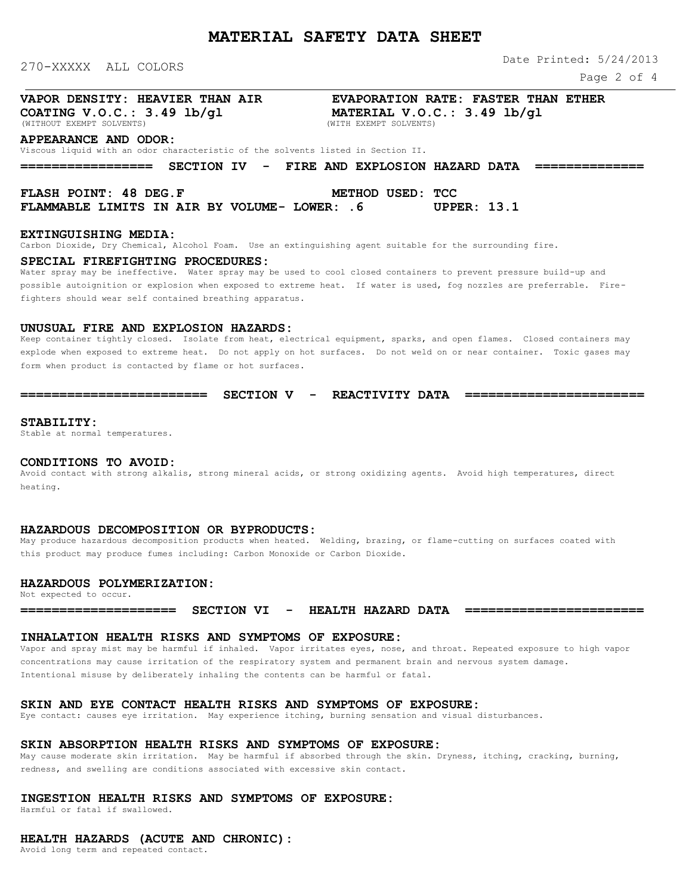**VAPOR DENSITY: HEAVIER THAN AIR** **EVAPORATION RATE: FASTER THAN ETHER**

**COATING V.O.C.: 3.49 lb/gl** (WITHOUT EXEMPT SOLVENTS) **MATERIAL V.O.C.: 3.49 lb/gl** (WITH EXEMPT SOLVENTS)

**APPEARANCE AND ODOR:**
Viscous liquid with an odor characteristic of the solvents listed in Section II.

## SECTION IV - FIRE AND EXPLOSION HAZARD DATA

**FLASH POINT: 48 DEG.F** **METHOD USED: TCC**

**FLAMMABLE LIMITS IN AIR BY VOLUME- LOWER: .6** **UPPER: 13.1**

**EXTINGUISHING MEDIA:**
Carbon Dioxide, Dry Chemical, Alcohol Foam. Use an extinguishing agent suitable for the surrounding fire.

**SPECIAL FIREFIGHTING PROCEDURES:**
Water spray may be ineffective. Water spray may be used to cool closed containers to prevent pressure build-up and possible autoignition or explosion when exposed to extreme heat. If water is used, fog nozzles are preferrable. Fire-fighters should wear self contained breathing apparatus.

**UNUSUAL FIRE AND EXPLOSION HAZARDS:**
Keep container tightly closed. Isolate from heat, electrical equipment, sparks, and open flames. Closed containers may explode when exposed to extreme heat. Do not apply on hot surfaces. Do not weld on or near container. Toxic gases may form when product is contacted by flame or hot surfaces.

## SECTION V - REACTIVITY DATA

**STABILITY:**
Stable at normal temperatures.

**CONDITIONS TO AVOID:**
Avoid contact with strong alkalis, strong mineral acids, or strong oxidizing agents. Avoid high temperatures, direct heating.

**HAZARDOUS DECOMPOSITION OR BYPRODUCTS:**
May produce hazardous decomposition products when heated. Welding, brazing, or flame-cutting on surfaces coated with this product may produce fumes including: Carbon Monoxide or Carbon Dioxide.

**HAZARDOUS POLYMERIZATION:**
Not expected to occur.

## SECTION VI - HEALTH HAZARD DATA

**INHALATION HEALTH RISKS AND SYMPTOMS OF EXPOSURE:**
Vapor and spray mist may be harmful if inhaled. Vapor irritates eyes, nose, and throat. Repeated exposure to high vapor concentrations may cause irritation of the respiratory system and permanent brain and nervous system damage. Intentional misuse by deliberately inhaling the contents can be harmful or fatal.

**SKIN AND EYE CONTACT HEALTH RISKS AND SYMPTOMS OF EXPOSURE:**
Eye contact: causes eye irritation. May experience itching, burning sensation and visual disturbances.

**SKIN ABSORPTION HEALTH RISKS AND SYMPTOMS OF EXPOSURE:**
May cause moderate skin irritation. May be harmful if absorbed through the skin. Dryness, itching, cracking, burning, redness, and swelling are conditions associated with excessive skin contact.

**INGESTION HEALTH RISKS AND SYMPTOMS OF EXPOSURE:**
Harmful or fatal if swallowed.

**HEALTH HAZARDS (ACUTE AND CHRONIC):**
Avoid long term and repeated contact.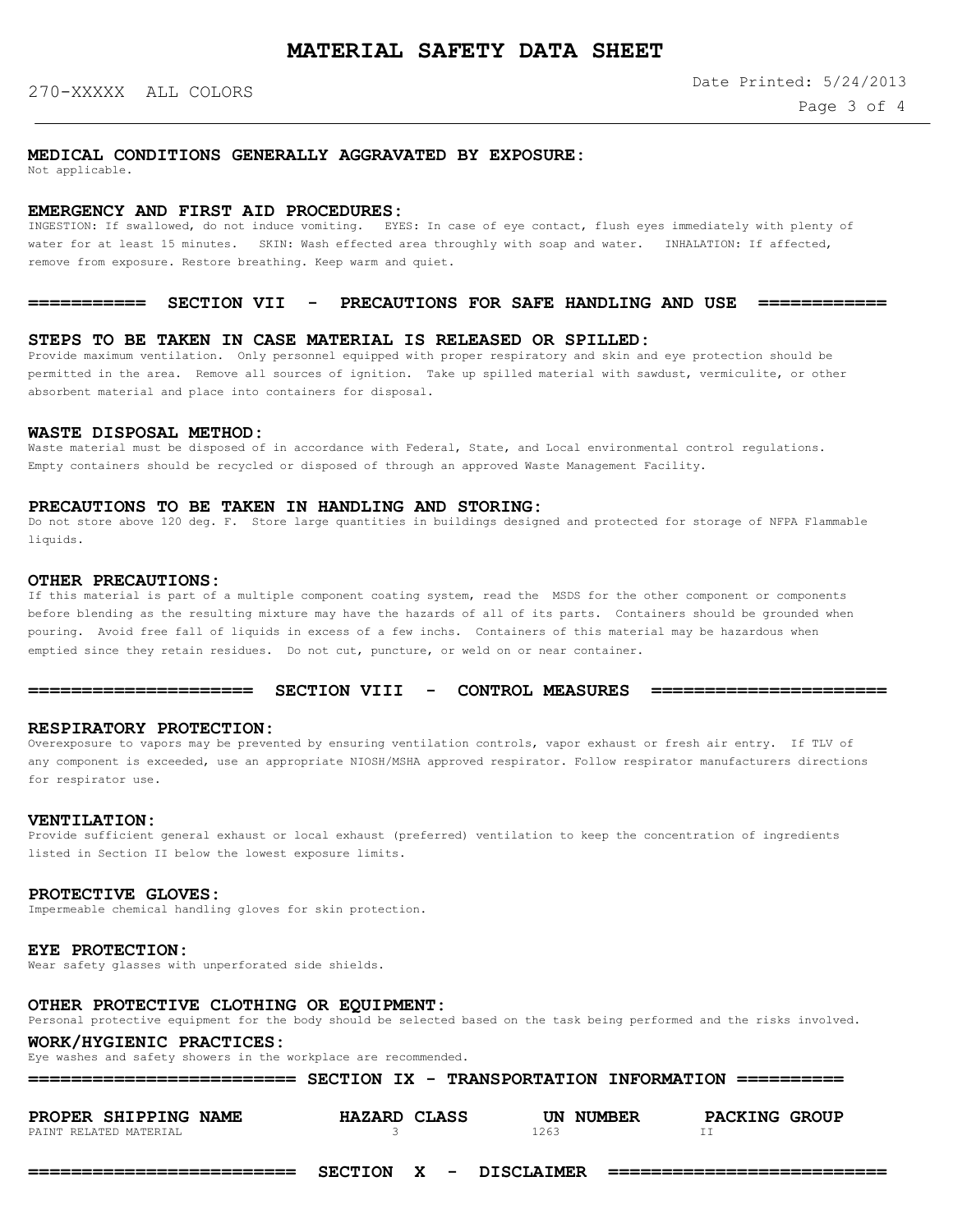## MEDICAL CONDITIONS GENERALLY AGGRAVATED BY EXPOSURE:

Not applicable.

## EMERGENCY AND FIRST AID PROCEDURES:

INGESTION: If swallowed, do not induce vomiting. EYES: In case of eye contact, flush eyes immediately with plenty of water for at least 15 minutes. SKIN: Wash effected area throughly with soap and water. INHALATION: If affected, remove from exposure. Restore breathing. Keep warm and quiet.

# =========== SECTION VII - PRECAUTIONS FOR SAFE HANDLING AND USE ============

## STEPS TO BE TAKEN IN CASE MATERIAL IS RELEASED OR SPILLED:

Provide maximum ventilation. Only personnel equipped with proper respiratory and skin and eye protection should be permitted in the area. Remove all sources of ignition. Take up spilled material with sawdust, vermiculite, or other absorbent material and place into containers for disposal.

## WASTE DISPOSAL METHOD:

Waste material must be disposed of in accordance with Federal, State, and Local environmental control regulations. Empty containers should be recycled or disposed of through an approved Waste Management Facility.

## PRECAUTIONS TO BE TAKEN IN HANDLING AND STORING:

Do not store above 120 deg. F. Store large quantities in buildings designed and protected for storage of NFPA Flammable liquids.

## OTHER PRECAUTIONS:

If this material is part of a multiple component coating system, read the MSDS for the other component or components before blending as the resulting mixture may have the hazards of all of its parts. Containers should be grounded when pouring. Avoid free fall of liquids in excess of a few inchs. Containers of this material may be hazardous when emptied since they retain residues. Do not cut, puncture, or weld on or near container.

# ===================== SECTION VIII - CONTROL MEASURES =====================

## RESPIRATORY PROTECTION:

Overexposure to vapors may be prevented by ensuring ventilation controls, vapor exhaust or fresh air entry. If TLV of any component is exceeded, use an appropriate NIOSH/MSHA approved respirator. Follow respirator manufacturers directions for respirator use.

## VENTILATION:

Provide sufficient general exhaust or local exhaust (preferred) ventilation to keep the concentration of ingredients listed in Section II below the lowest exposure limits.

## PROTECTIVE GLOVES:

Impermeable chemical handling gloves for skin protection.

## EYE PROTECTION:

Wear safety glasses with unperforated side shields.

## OTHER PROTECTIVE CLOTHING OR EQUIPMENT:

Personal protective equipment for the body should be selected based on the task being performed and the risks involved.

## WORK/HYGIENIC PRACTICES:

Eye washes and safety showers in the workplace are recommended.

# ======================== SECTION IX - TRANSPORTATION INFORMATION ==========

| PROPER SHIPPING NAME | HAZARD CLASS | UN NUMBER | PACKING GROUP |
|---|---|---|---|
| PAINT RELATED MATERIAL | 3 | 1263 | II |

# ========================= SECTION X - DISCLAIMER =========================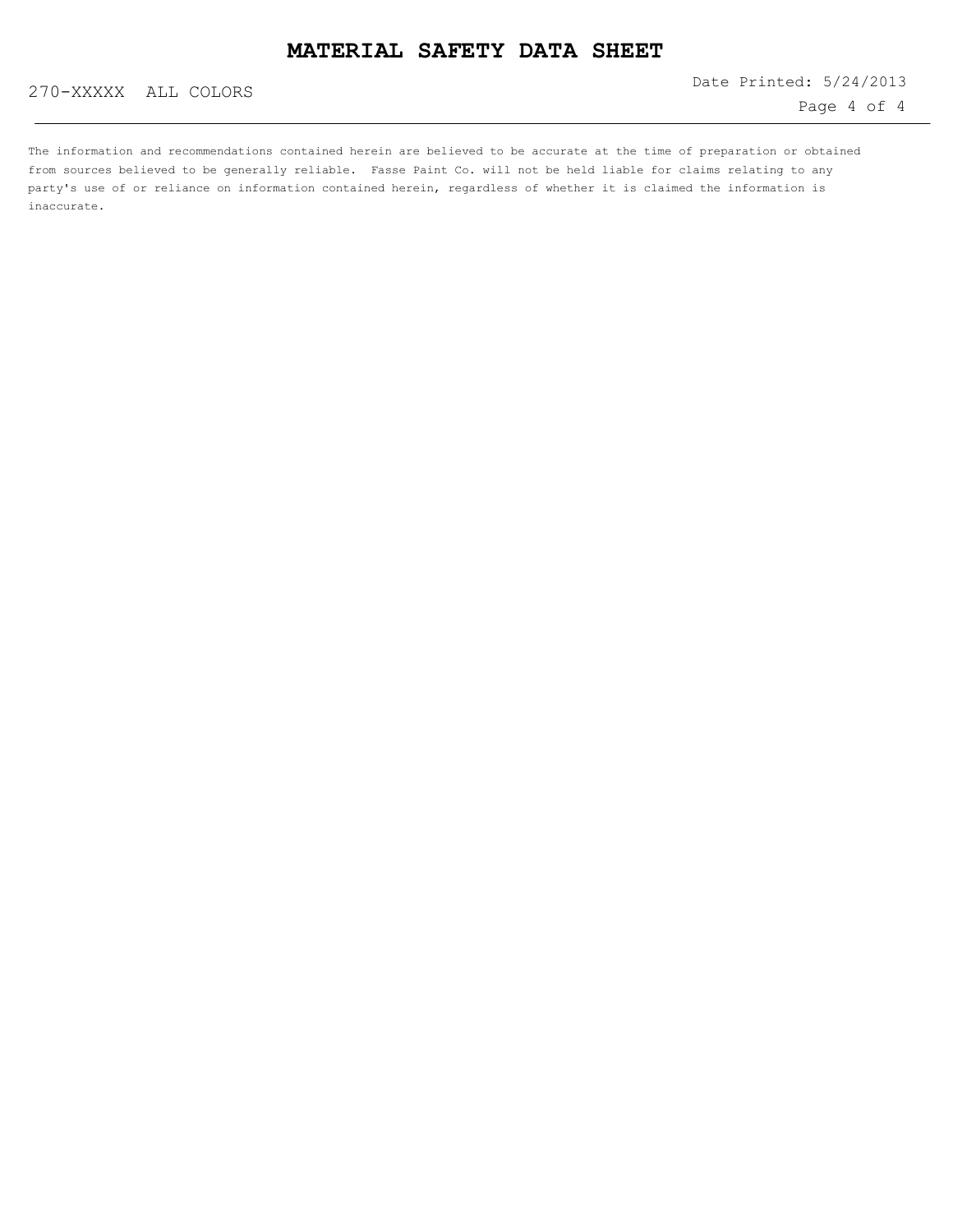The information and recommendations contained herein are believed to be accurate at the time of preparation or obtained from sources believed to be generally reliable. Fasse Paint Co. will not be held liable for claims relating to any party's use of or reliance on information contained herein, regardless of whether it is claimed the information is inaccurate.